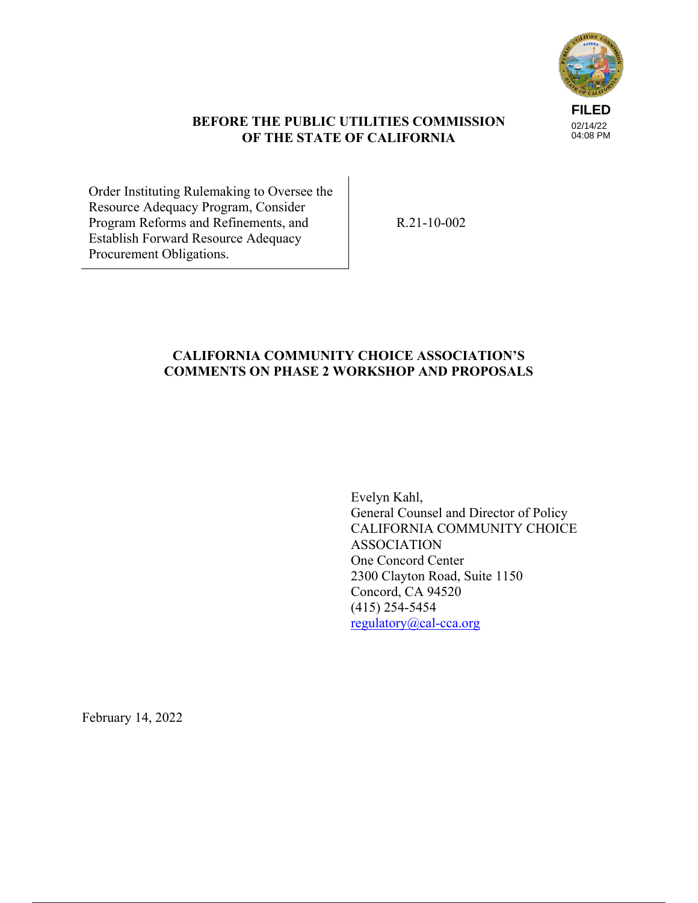FILED
02/14/22
04:08 PM

**BEFORE THE PUBLIC UTILITIES COMMISSION OF THE STATE OF CALIFORNIA**

| | |
|---|---|
| Order Instituting Rulemaking to Oversee the Resource Adequacy Program, Consider Program Reforms and Refinements, and Establish Forward Resource Adequacy Procurement Obligations. | R.21-10-002 |

# CALIFORNIA COMMUNITY CHOICE ASSOCIATION'S COMMENTS ON PHASE 2 WORKSHOP AND PROPOSALS

Evelyn Kahl,
General Counsel and Director of Policy
CALIFORNIA COMMUNITY CHOICE ASSOCIATION
One Concord Center
2300 Clayton Road, Suite 1150
Concord, CA 94520
(415) 254-5454
regulatory@cal-cca.org

February 14, 2022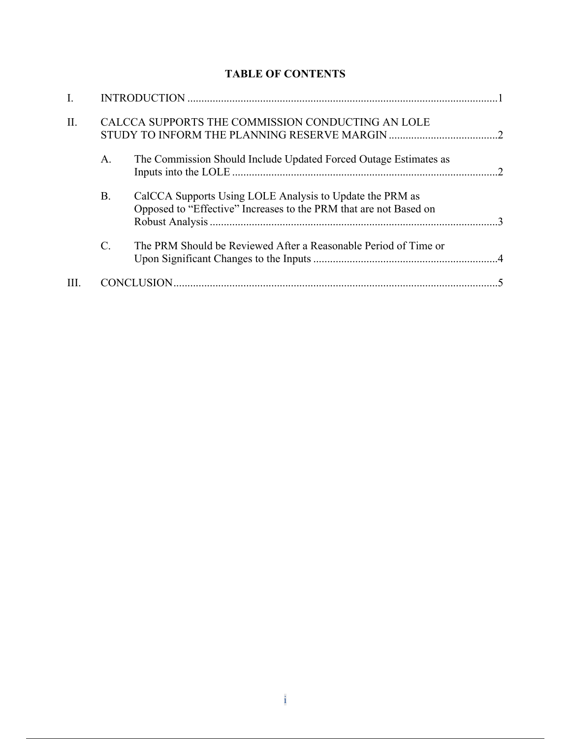## TABLE OF CONTENTS

I. INTRODUCTION ............................................................................................................1

II. CALCCA SUPPORTS THE COMMISSION CONDUCTING AN LOLE STUDY TO INFORM THE PLANNING RESERVE MARGIN .......................................2

- A. The Commission Should Include Updated Forced Outage Estimates as Inputs into the LOLE ...............................................................................................2
- B. CalCCA Supports Using LOLE Analysis to Update the PRM as Opposed to "Effective" Increases to the PRM that are not Based on Robust Analysis .......................................................................................................3
- C. The PRM Should be Reviewed After a Reasonable Period of Time or Upon Significant Changes to the Inputs ..................................................................4

III. CONCLUSION....................................................................................................................5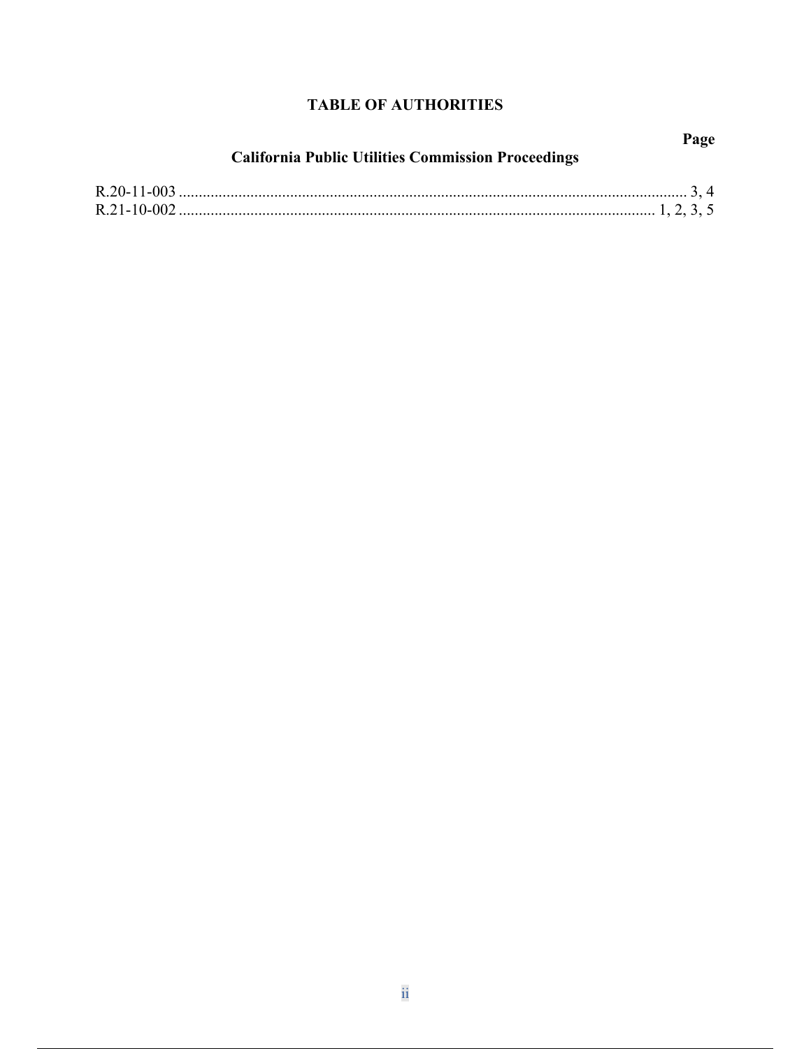# TABLE OF AUTHORITIES

**Page**

## California Public Utilities Commission Proceedings

R.20-11-003 ............................................................................................................................ 3, 4
R.21-10-002 ..................................................................................................................... 1, 2, 3, 5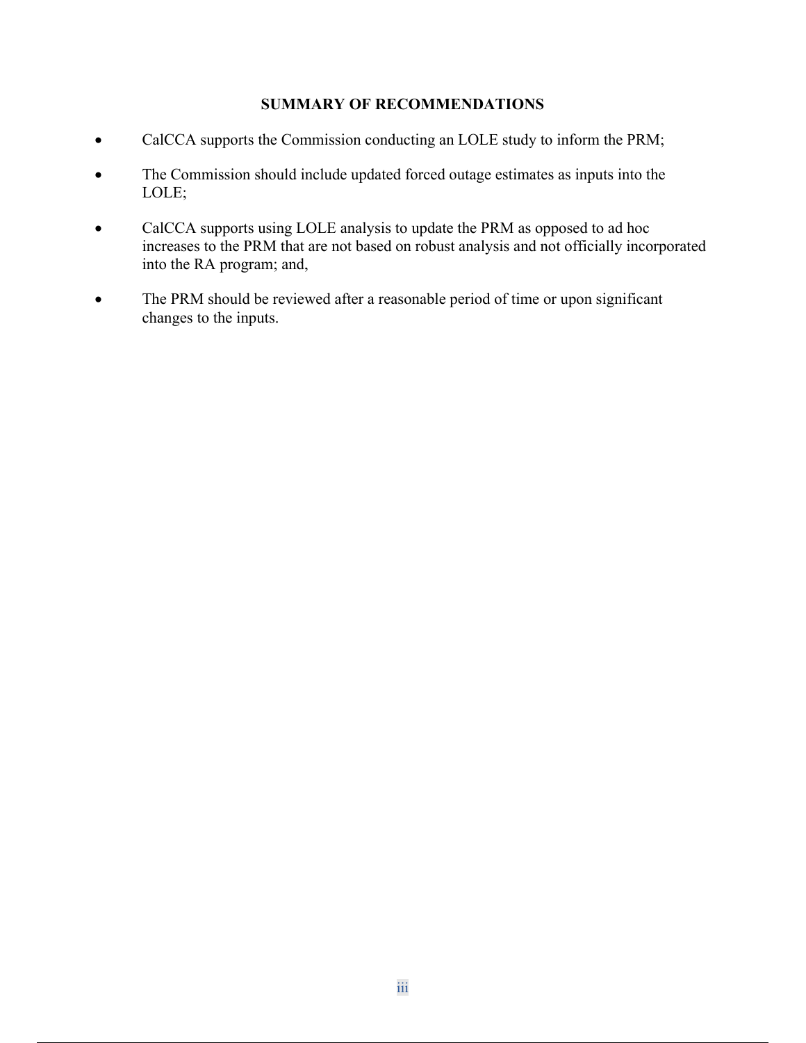## SUMMARY OF RECOMMENDATIONS

- CalCCA supports the Commission conducting an LOLE study to inform the PRM;
- The Commission should include updated forced outage estimates as inputs into the LOLE;
- CalCCA supports using LOLE analysis to update the PRM as opposed to ad hoc increases to the PRM that are not based on robust analysis and not officially incorporated into the RA program; and,
- The PRM should be reviewed after a reasonable period of time or upon significant changes to the inputs.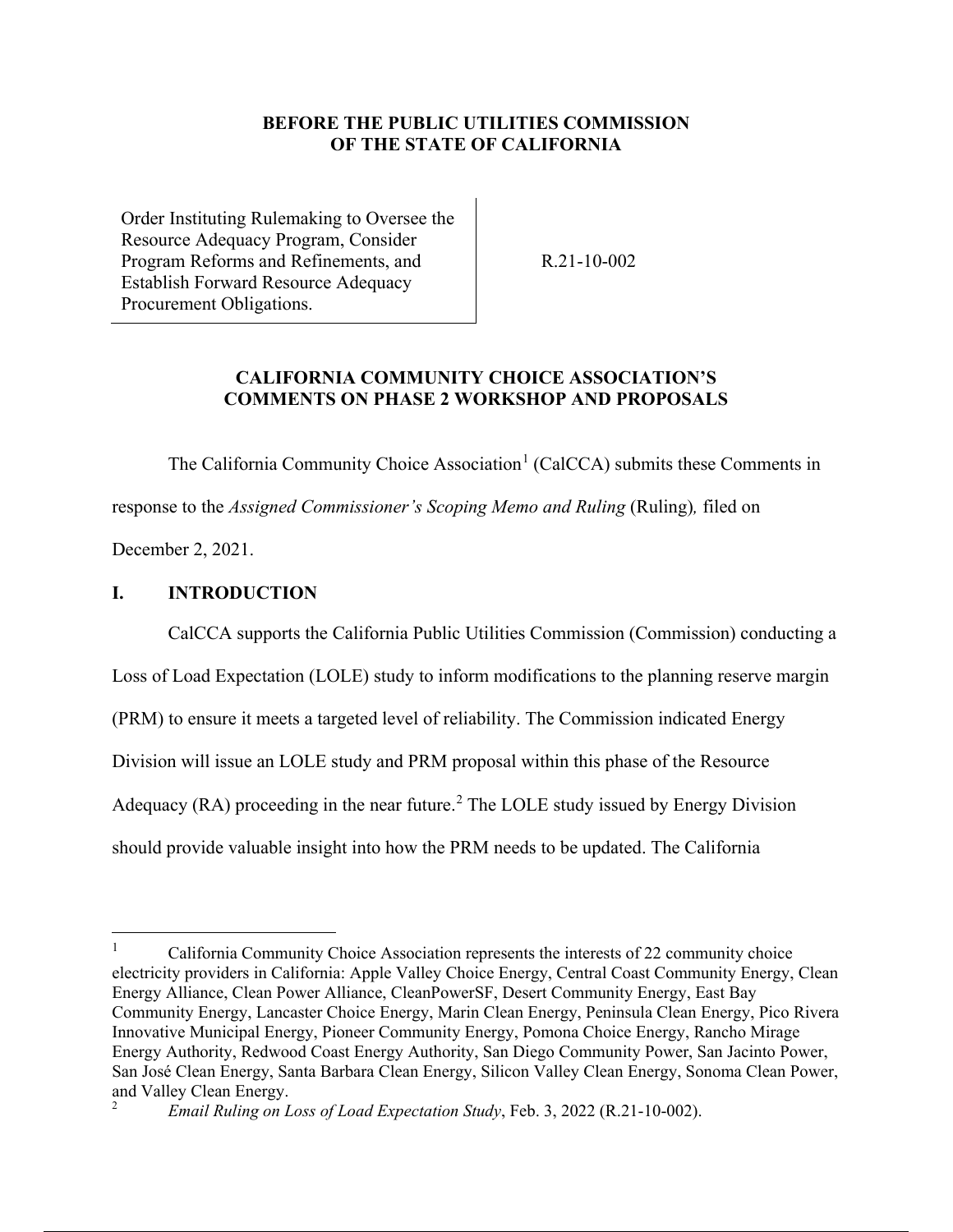**BEFORE THE PUBLIC UTILITIES COMMISSION OF THE STATE OF CALIFORNIA**

| | |
|---|---|
| Order Instituting Rulemaking to Oversee the Resource Adequacy Program, Consider Program Reforms and Refinements, and Establish Forward Resource Adequacy Procurement Obligations. | R.21-10-002 |

**CALIFORNIA COMMUNITY CHOICE ASSOCIATION'S COMMENTS ON PHASE 2 WORKSHOP AND PROPOSALS**

The California Community Choice Association[1] (CalCCA) submits these Comments in response to the *Assigned Commissioner's Scoping Memo and Ruling* (Ruling)*,* filed on December 2, 2021.

## I. INTRODUCTION

CalCCA supports the California Public Utilities Commission (Commission) conducting a Loss of Load Expectation (LOLE) study to inform modifications to the planning reserve margin (PRM) to ensure it meets a targeted level of reliability. The Commission indicated Energy Division will issue an LOLE study and PRM proposal within this phase of the Resource Adequacy (RA) proceeding in the near future.[2] The LOLE study issued by Energy Division should provide valuable insight into how the PRM needs to be updated. The California

---

[1] California Community Choice Association represents the interests of 22 community choice electricity providers in California: Apple Valley Choice Energy, Central Coast Community Energy, Clean Energy Alliance, Clean Power Alliance, CleanPowerSF, Desert Community Energy, East Bay Community Energy, Lancaster Choice Energy, Marin Clean Energy, Peninsula Clean Energy, Pico Rivera Innovative Municipal Energy, Pioneer Community Energy, Pomona Choice Energy, Rancho Mirage Energy Authority, Redwood Coast Energy Authority, San Diego Community Power, San Jacinto Power, San José Clean Energy, Santa Barbara Clean Energy, Silicon Valley Clean Energy, Sonoma Clean Power, and Valley Clean Energy.

[2] *Email Ruling on Loss of Load Expectation Study*, Feb. 3, 2022 (R.21-10-002).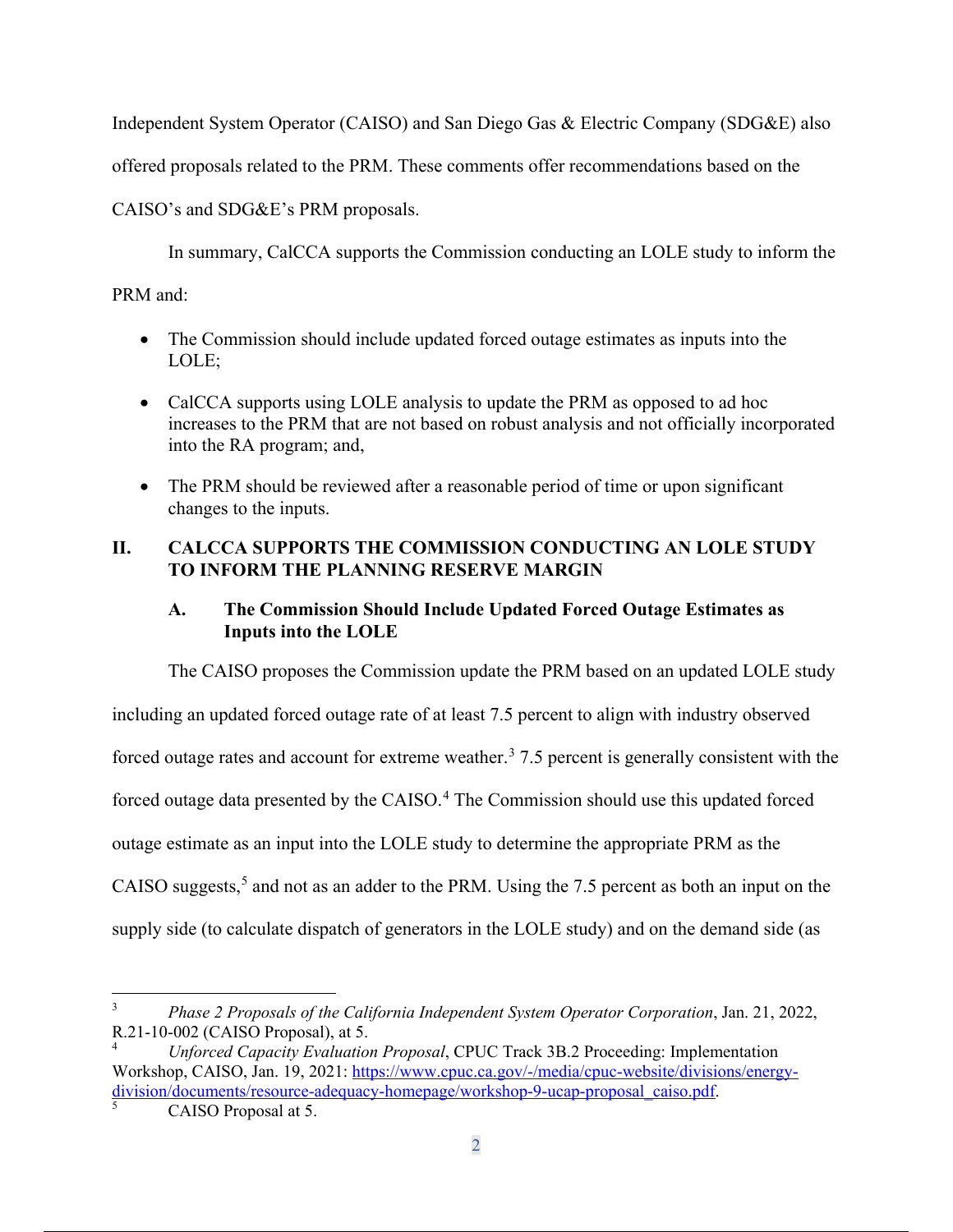Independent System Operator (CAISO) and San Diego Gas & Electric Company (SDG&E) also offered proposals related to the PRM. These comments offer recommendations based on the CAISO's and SDG&E's PRM proposals.

In summary, CalCCA supports the Commission conducting an LOLE study to inform the PRM and:

- The Commission should include updated forced outage estimates as inputs into the LOLE;
- CalCCA supports using LOLE analysis to update the PRM as opposed to ad hoc increases to the PRM that are not based on robust analysis and not officially incorporated into the RA program; and,
- The PRM should be reviewed after a reasonable period of time or upon significant changes to the inputs.

## II. CALCCA SUPPORTS THE COMMISSION CONDUCTING AN LOLE STUDY TO INFORM THE PLANNING RESERVE MARGIN

### A. The Commission Should Include Updated Forced Outage Estimates as Inputs into the LOLE

The CAISO proposes the Commission update the PRM based on an updated LOLE study including an updated forced outage rate of at least 7.5 percent to align with industry observed forced outage rates and account for extreme weather.[3] 7.5 percent is generally consistent with the forced outage data presented by the CAISO.[4] The Commission should use this updated forced outage estimate as an input into the LOLE study to determine the appropriate PRM as the CAISO suggests,[5] and not as an adder to the PRM. Using the 7.5 percent as both an input on the supply side (to calculate dispatch of generators in the LOLE study) and on the demand side (as

---

[3] *Phase 2 Proposals of the California Independent System Operator Corporation*, Jan. 21, 2022, R.21-10-002 (CAISO Proposal), at 5.

[4] *Unforced Capacity Evaluation Proposal*, CPUC Track 3B.2 Proceeding: Implementation Workshop, CAISO, Jan. 19, 2021: https://www.cpuc.ca.gov/-/media/cpuc-website/divisions/energy-division/documents/resource-adequacy-homepage/workshop-9-ucap-proposal_caiso.pdf.

[5] CAISO Proposal at 5.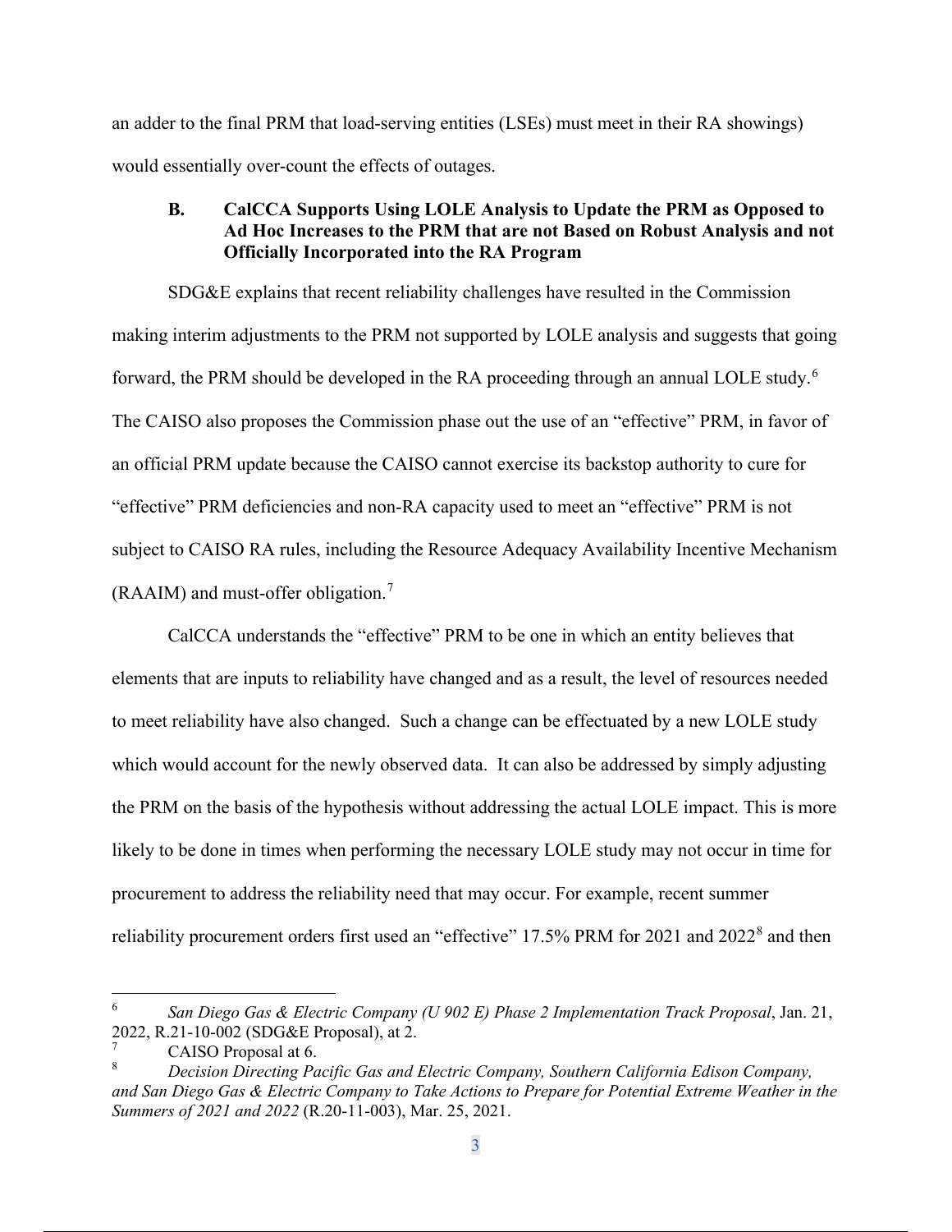an adder to the final PRM that load-serving entities (LSEs) must meet in their RA showings) would essentially over-count the effects of outages.

### B. CalCCA Supports Using LOLE Analysis to Update the PRM as Opposed to Ad Hoc Increases to the PRM that are not Based on Robust Analysis and not Officially Incorporated into the RA Program

SDG&E explains that recent reliability challenges have resulted in the Commission making interim adjustments to the PRM not supported by LOLE analysis and suggests that going forward, the PRM should be developed in the RA proceeding through an annual LOLE study.[6] The CAISO also proposes the Commission phase out the use of an "effective" PRM, in favor of an official PRM update because the CAISO cannot exercise its backstop authority to cure for "effective" PRM deficiencies and non-RA capacity used to meet an "effective" PRM is not subject to CAISO RA rules, including the Resource Adequacy Availability Incentive Mechanism (RAAIM) and must-offer obligation.[7]

CalCCA understands the "effective" PRM to be one in which an entity believes that elements that are inputs to reliability have changed and as a result, the level of resources needed to meet reliability have also changed. Such a change can be effectuated by a new LOLE study which would account for the newly observed data. It can also be addressed by simply adjusting the PRM on the basis of the hypothesis without addressing the actual LOLE impact. This is more likely to be done in times when performing the necessary LOLE study may not occur in time for procurement to address the reliability need that may occur. For example, recent summer reliability procurement orders first used an "effective" 17.5% PRM for 2021 and 2022[8] and then

---

[6] *San Diego Gas & Electric Company (U 902 E) Phase 2 Implementation Track Proposal*, Jan. 21, 2022, R.21-10-002 (SDG&E Proposal), at 2.

[7] CAISO Proposal at 6.

[8] *Decision Directing Pacific Gas and Electric Company, Southern California Edison Company, and San Diego Gas & Electric Company to Take Actions to Prepare for Potential Extreme Weather in the Summers of 2021 and 2022* (R.20-11-003), Mar. 25, 2021.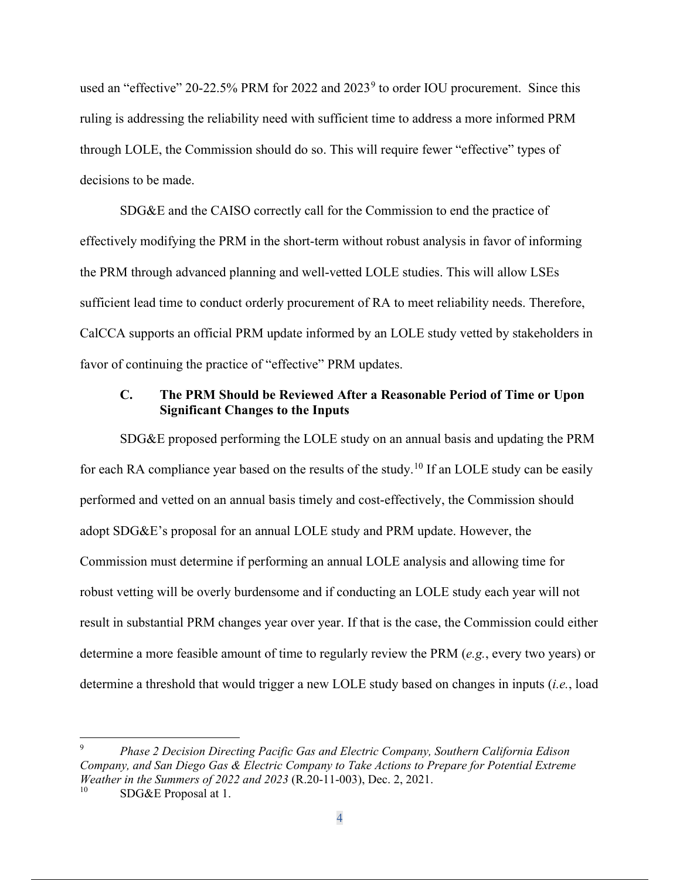used an "effective" 20-22.5% PRM for 2022 and 2023[9] to order IOU procurement. Since this ruling is addressing the reliability need with sufficient time to address a more informed PRM through LOLE, the Commission should do so. This will require fewer "effective" types of decisions to be made.

SDG&E and the CAISO correctly call for the Commission to end the practice of effectively modifying the PRM in the short-term without robust analysis in favor of informing the PRM through advanced planning and well-vetted LOLE studies. This will allow LSEs sufficient lead time to conduct orderly procurement of RA to meet reliability needs. Therefore, CalCCA supports an official PRM update informed by an LOLE study vetted by stakeholders in favor of continuing the practice of "effective" PRM updates.

### C. The PRM Should be Reviewed After a Reasonable Period of Time or Upon Significant Changes to the Inputs

SDG&E proposed performing the LOLE study on an annual basis and updating the PRM for each RA compliance year based on the results of the study.[10] If an LOLE study can be easily performed and vetted on an annual basis timely and cost-effectively, the Commission should adopt SDG&E's proposal for an annual LOLE study and PRM update. However, the Commission must determine if performing an annual LOLE analysis and allowing time for robust vetting will be overly burdensome and if conducting an LOLE study each year will not result in substantial PRM changes year over year. If that is the case, the Commission could either determine a more feasible amount of time to regularly review the PRM (*e.g.*, every two years) or determine a threshold that would trigger a new LOLE study based on changes in inputs (*i.e.*, load

---

[9] *Phase 2 Decision Directing Pacific Gas and Electric Company, Southern California Edison Company, and San Diego Gas & Electric Company to Take Actions to Prepare for Potential Extreme Weather in the Summers of 2022 and 2023* (R.20-11-003), Dec. 2, 2021.

[10] SDG&E Proposal at 1.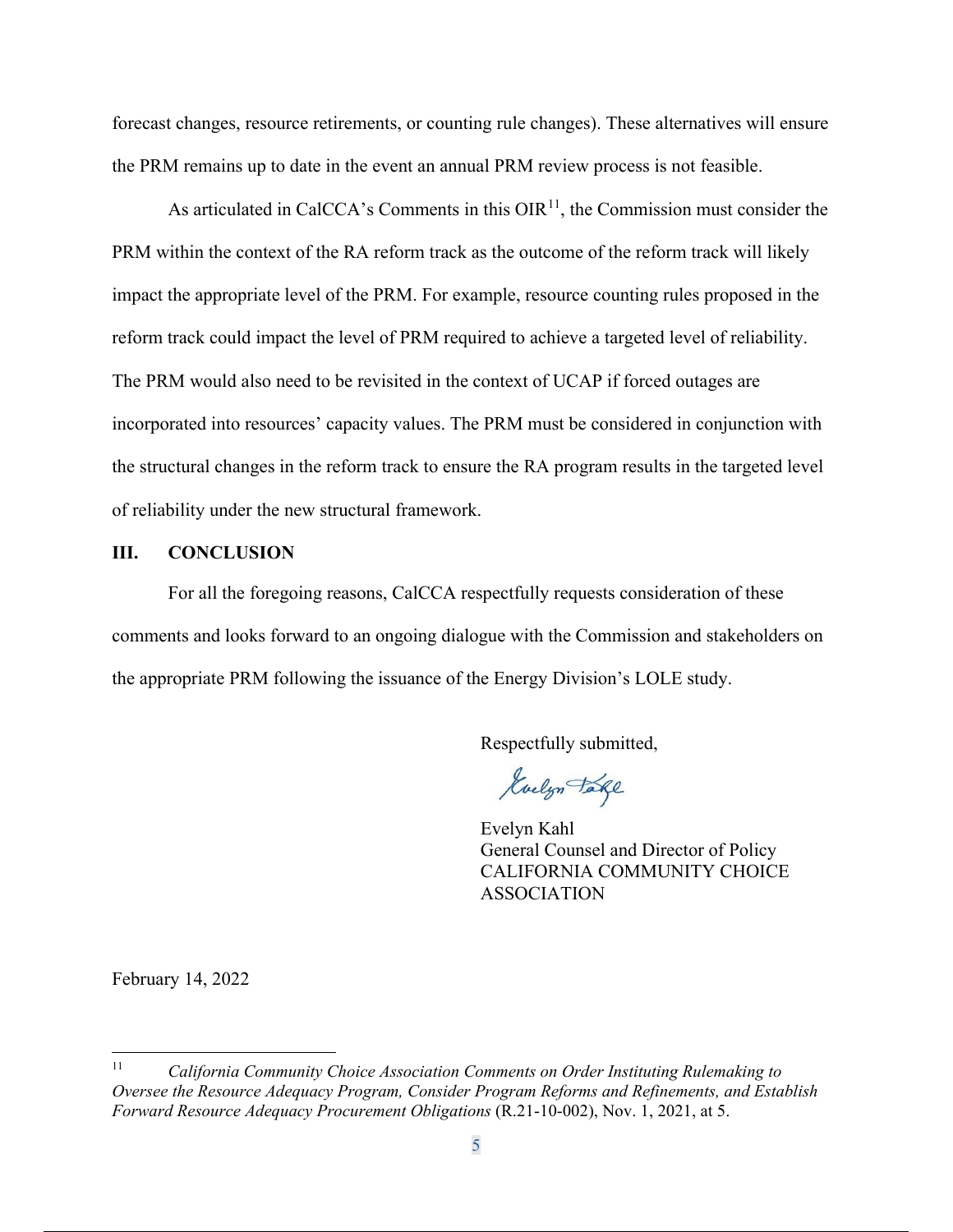forecast changes, resource retirements, or counting rule changes). These alternatives will ensure the PRM remains up to date in the event an annual PRM review process is not feasible.

As articulated in CalCCA's Comments in this OIR[11], the Commission must consider the PRM within the context of the RA reform track as the outcome of the reform track will likely impact the appropriate level of the PRM. For example, resource counting rules proposed in the reform track could impact the level of PRM required to achieve a targeted level of reliability. The PRM would also need to be revisited in the context of UCAP if forced outages are incorporated into resources' capacity values. The PRM must be considered in conjunction with the structural changes in the reform track to ensure the RA program results in the targeted level of reliability under the new structural framework.

## III. CONCLUSION

For all the foregoing reasons, CalCCA respectfully requests consideration of these comments and looks forward to an ongoing dialogue with the Commission and stakeholders on the appropriate PRM following the issuance of the Energy Division's LOLE study.

Respectfully submitted,

Evelyn Kahl
General Counsel and Director of Policy
CALIFORNIA COMMUNITY CHOICE ASSOCIATION

February 14, 2022

---

[11] *California Community Choice Association Comments on Order Instituting Rulemaking to Oversee the Resource Adequacy Program, Consider Program Reforms and Refinements, and Establish Forward Resource Adequacy Procurement Obligations* (R.21-10-002), Nov. 1, 2021, at 5.